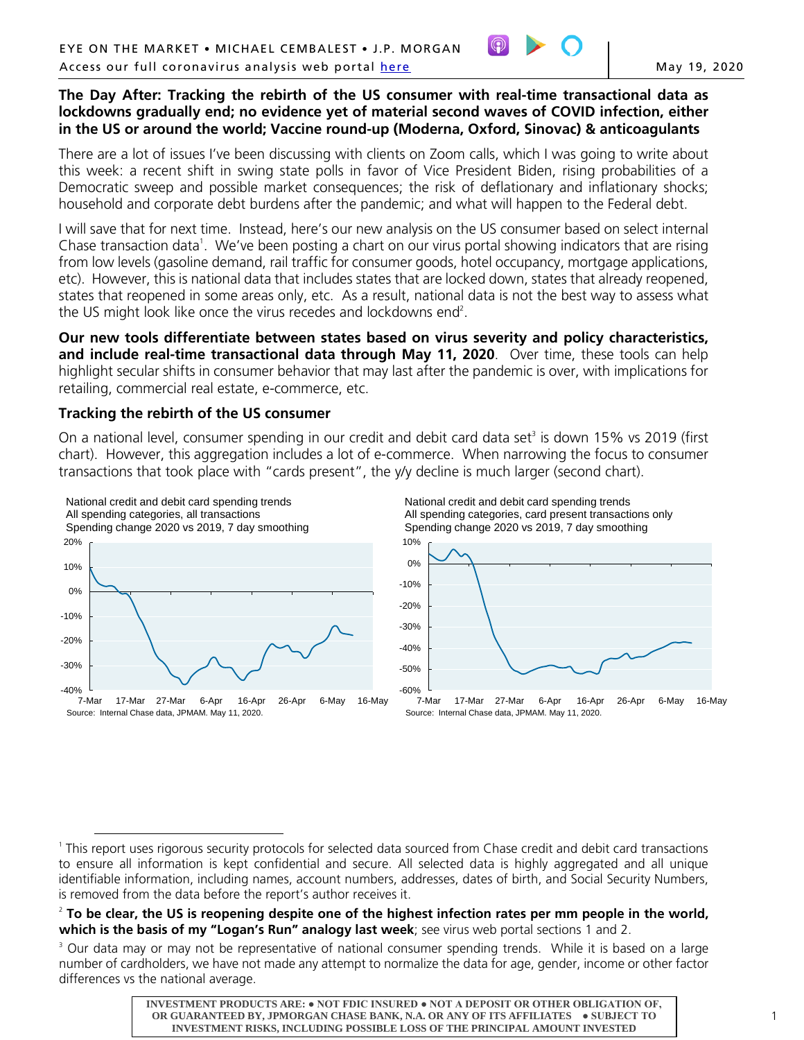EYE ON THE MARKET • MICHAEL CEMBALEST • J.P. MORGAN

Access our full coronavirus analysis web portal here

May 19, 2020

**The Day After: Tracking the rebirth of the US consumer with real-time transactional data as lockdowns gradually end; no evidence yet of material second waves of COVID infection, either in the US or around the world; Vaccine round-up (Moderna, Oxford, Sinovac) & anticoagulants**

There are a lot of issues I've been discussing with clients on Zoom calls, which I was going to write about this week: a recent shift in swing state polls in favor of Vice President Biden, rising probabilities of a Democratic sweep and possible market consequences; the risk of deflationary and inflationary shocks; household and corporate debt burdens after the pandemic; and what will happen to the Federal debt.

I will save that for next time. Instead, here's our new analysis on the US consumer based on select internal Chase transaction data[1]. We've been posting a chart on our virus portal showing indicators that are rising from low levels (gasoline demand, rail traffic for consumer goods, hotel occupancy, mortgage applications, etc). However, this is national data that includes states that are locked down, states that already reopened, states that reopened in some areas only, etc. As a result, national data is not the best way to assess what the US might look like once the virus recedes and lockdowns end[2].

**Our new tools differentiate between states based on virus severity and policy characteristics, and include real-time transactional data through May 11, 2020**. Over time, these tools can help highlight secular shifts in consumer behavior that may last after the pandemic is over, with implications for retailing, commercial real estate, e-commerce, etc.

### Tracking the rebirth of the US consumer

On a national level, consumer spending in our credit and debit card data set[3] is down 15% vs 2019 (first chart). However, this aggregation includes a lot of e-commerce. When narrowing the focus to consumer transactions that took place with "cards present", the y/y decline is much larger (second chart).

National credit and debit card spending trends
All spending categories, all transactions
Spending change 2020 vs 2019, 7 day smoothing

Source: Internal Chase data, JPMAM. May 11, 2020.

National credit and debit card spending trends
All spending categories, card present transactions only
Spending change 2020 vs 2019, 7 day smoothing

Source: Internal Chase data, JPMAM. May 11, 2020.

---

[1] This report uses rigorous security protocols for selected data sourced from Chase credit and debit card transactions to ensure all information is kept confidential and secure. All selected data is highly aggregated and all unique identifiable information, including names, account numbers, addresses, dates of birth, and Social Security Numbers, is removed from the data before the report's author receives it.

[2] **To be clear, the US is reopening despite one of the highest infection rates per mm people in the world, which is the basis of my "Logan's Run" analogy last week**; see virus web portal sections 1 and 2.

[3] Our data may or may not be representative of national consumer spending trends. While it is based on a large number of cardholders, we have not made any attempt to normalize the data for age, gender, income or other factor differences vs the national average.

INVESTMENT PRODUCTS ARE: • NOT FDIC INSURED • NOT A DEPOSIT OR OTHER OBLIGATION OF, OR GUARANTEED BY, JPMORGAN CHASE BANK, N.A. OR ANY OF ITS AFFILIATES • SUBJECT TO INVESTMENT RISKS, INCLUDING POSSIBLE LOSS OF THE PRINCIPAL AMOUNT INVESTED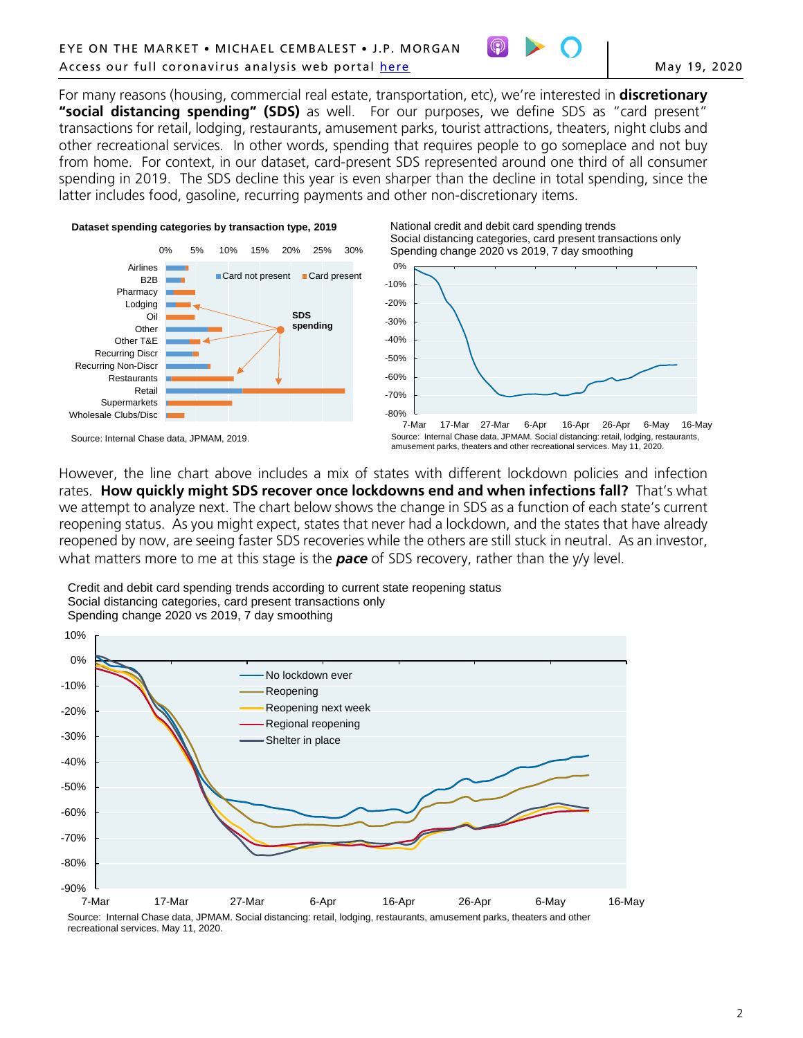For many reasons (housing, commercial real estate, transportation, etc), we're interested in **discretionary "social distancing spending" (SDS)** as well. For our purposes, we define SDS as "card present" transactions for retail, lodging, restaurants, amusement parks, tourist attractions, theaters, night clubs and other recreational services. In other words, spending that requires people to go someplace and not buy from home. For context, in our dataset, card-present SDS represented around one third of all consumer spending in 2019. The SDS decline this year is even sharper than the decline in total spending, since the latter includes food, gasoline, recurring payments and other non-discretionary items.

**Dataset spending categories by transaction type, 2019**

Source: Internal Chase data, JPMAM, 2019.

National credit and debit card spending trends
Social distancing categories, card present transactions only
Spending change 2020 vs 2019, 7 day smoothing

Source: Internal Chase data, JPMAM. Social distancing: retail, lodging, restaurants, amusement parks, theaters and other recreational services. May 11, 2020.

However, the line chart above includes a mix of states with different lockdown policies and infection rates. **How quickly might SDS recover once lockdowns end and when infections fall?** That's what we attempt to analyze next. The chart below shows the change in SDS as a function of each state's current reopening status. As you might expect, states that never had a lockdown, and the states that have already reopened by now, are seeing faster SDS recoveries while the others are still stuck in neutral. As an investor, what matters more to me at this stage is the ***pace*** of SDS recovery, rather than the y/y level.

Credit and debit card spending trends according to current state reopening status
Social distancing categories, card present transactions only
Spending change 2020 vs 2019, 7 day smoothing

Source: Internal Chase data, JPMAM. Social distancing: retail, lodging, restaurants, amusement parks, theaters and other recreational services. May 11, 2020.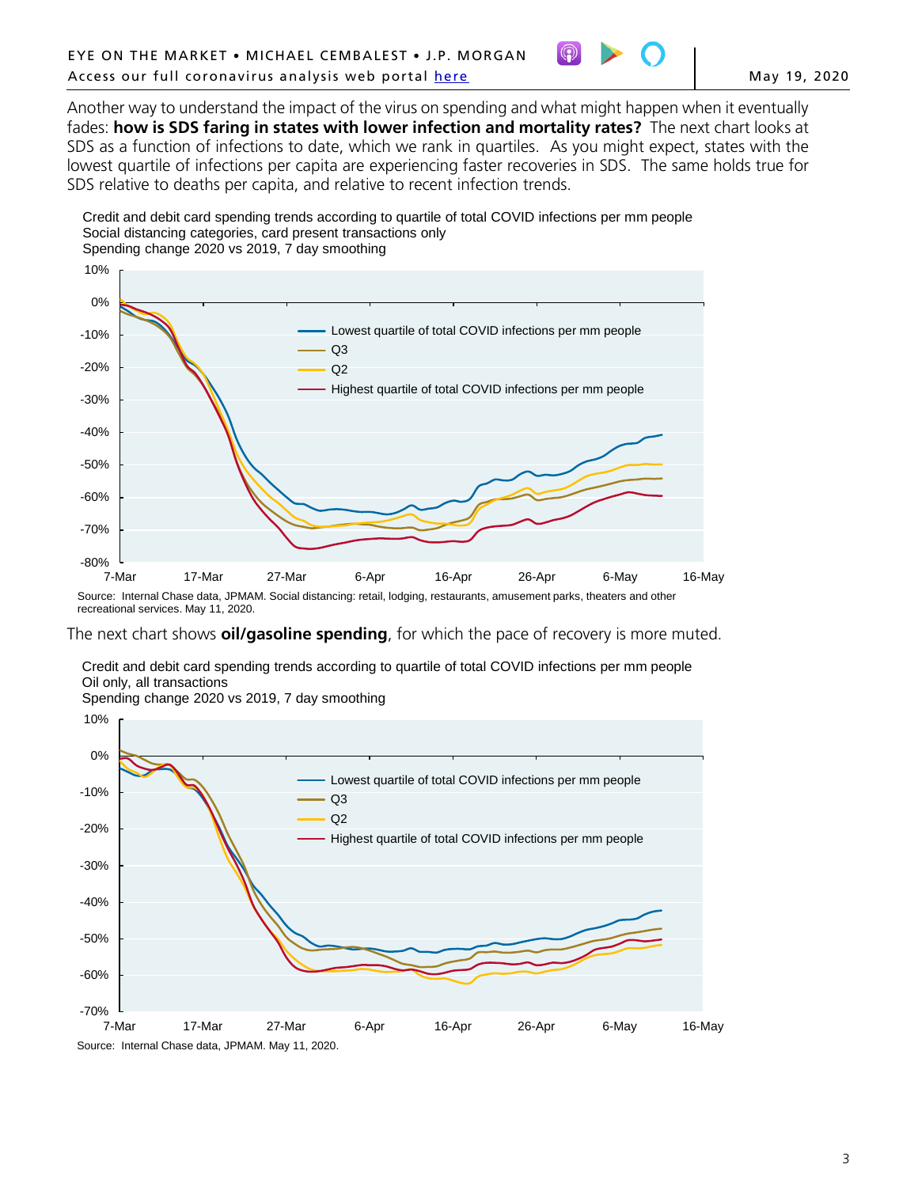Another way to understand the impact of the virus on spending and what might happen when it eventually fades: **how is SDS faring in states with lower infection and mortality rates?** The next chart looks at SDS as a function of infections to date, which we rank in quartiles. As you might expect, states with the lowest quartile of infections per capita are experiencing faster recoveries in SDS. The same holds true for SDS relative to deaths per capita, and relative to recent infection trends.

Credit and debit card spending trends according to quartile of total COVID infections per mm people
Social distancing categories, card present transactions only
Spending change 2020 vs 2019, 7 day smoothing

Source: Internal Chase data, JPMAM. Social distancing: retail, lodging, restaurants, amusement parks, theaters and other recreational services. May 11, 2020.

The next chart shows **oil/gasoline spending**, for which the pace of recovery is more muted.

Credit and debit card spending trends according to quartile of total COVID infections per mm people
Oil only, all transactions
Spending change 2020 vs 2019, 7 day smoothing

Source: Internal Chase data, JPMAM. May 11, 2020.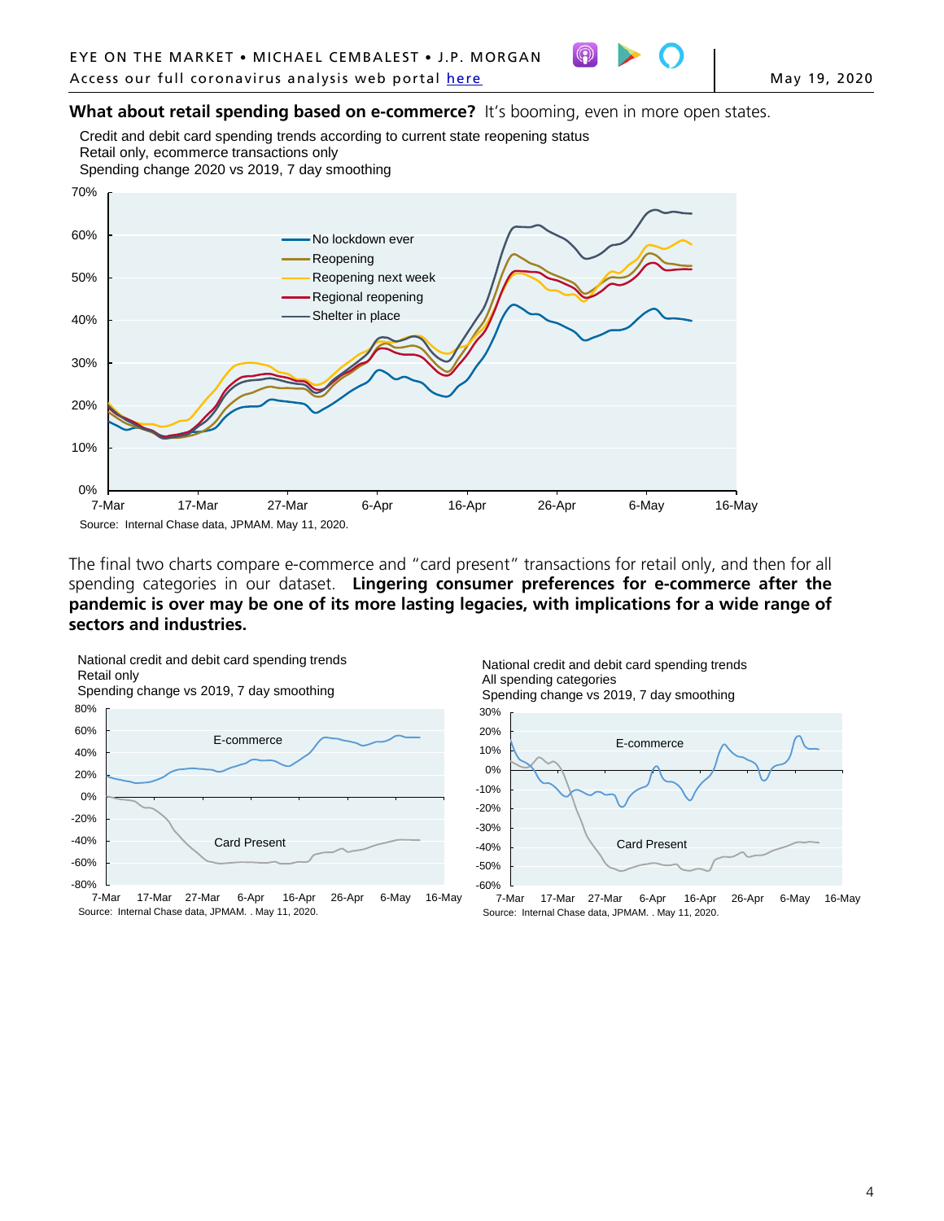**What about retail spending based on e-commerce?** It's booming, even in more open states.

Credit and debit card spending trends according to current state reopening status
Retail only, ecommerce transactions only
Spending change 2020 vs 2019, 7 day smoothing

Source: Internal Chase data, JPMAM. May 11, 2020.

The final two charts compare e-commerce and "card present" transactions for retail only, and then for all spending categories in our dataset. **Lingering consumer preferences for e-commerce after the pandemic is over may be one of its more lasting legacies, with implications for a wide range of sectors and industries.**

National credit and debit card spending trends
Retail only
Spending change vs 2019, 7 day smoothing

Source: Internal Chase data, JPMAM. . May 11, 2020.

National credit and debit card spending trends
All spending categories
Spending change vs 2019, 7 day smoothing

Source: Internal Chase data, JPMAM. . May 11, 2020.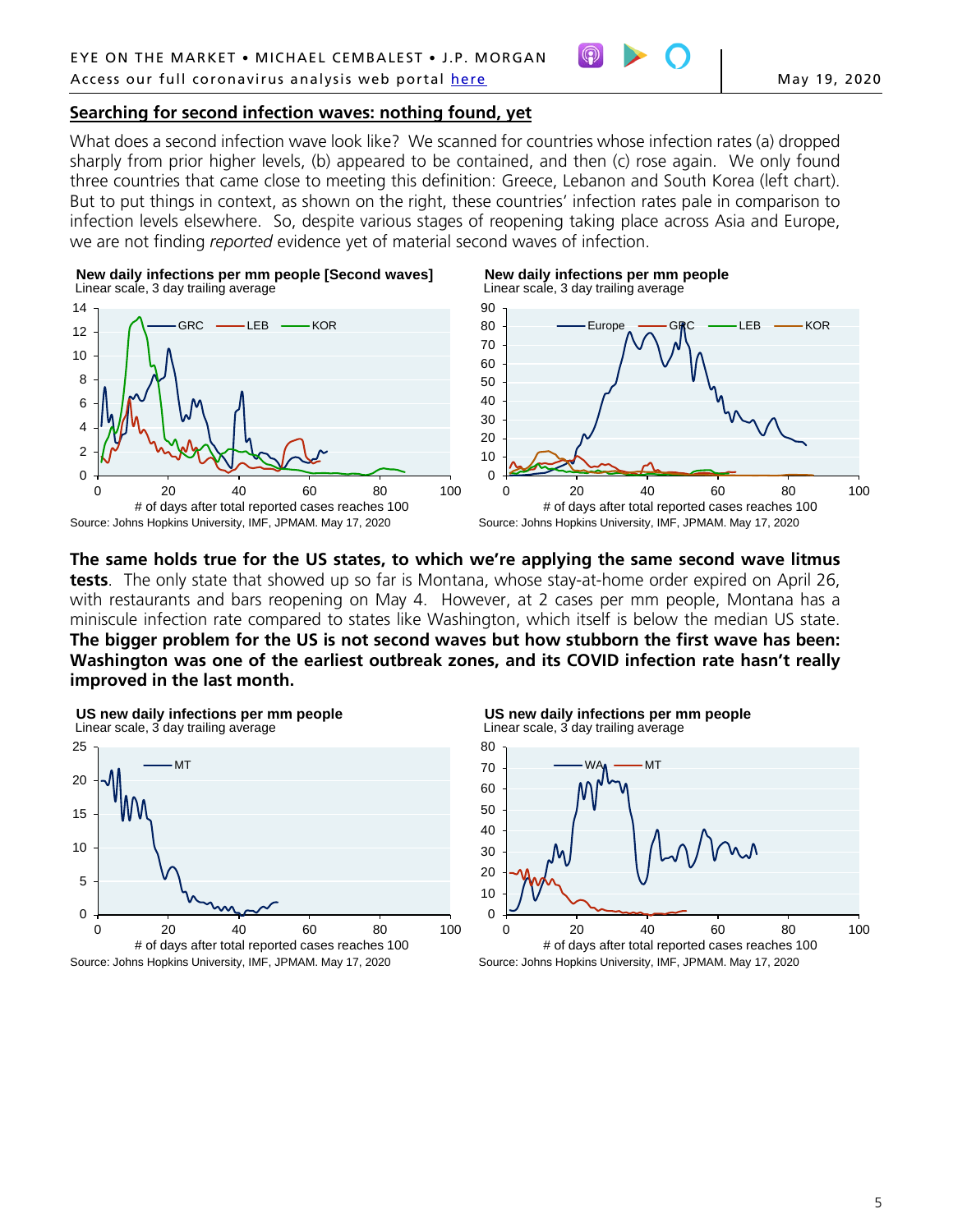## Searching for second infection waves: nothing found, yet

What does a second infection wave look like? We scanned for countries whose infection rates (a) dropped sharply from prior higher levels, (b) appeared to be contained, and then (c) rose again. We only found three countries that came close to meeting this definition: Greece, Lebanon and South Korea (left chart). But to put things in context, as shown on the right, these countries' infection rates pale in comparison to infection levels elsewhere. So, despite various stages of reopening taking place across Asia and Europe, we are not finding *reported* evidence yet of material second waves of infection.

**New daily infections per mm people [Second waves]**
Linear scale, 3 day trailing average

Source: Johns Hopkins University, IMF, JPMAM. May 17, 2020

**New daily infections per mm people**
Linear scale, 3 day trailing average

Source: Johns Hopkins University, IMF, JPMAM. May 17, 2020

**The same holds true for the US states, to which we're applying the same second wave litmus tests**. The only state that showed up so far is Montana, whose stay-at-home order expired on April 26, with restaurants and bars reopening on May 4. However, at 2 cases per mm people, Montana has a miniscule infection rate compared to states like Washington, which itself is below the median US state. **The bigger problem for the US is not second waves but how stubborn the first wave has been: Washington was one of the earliest outbreak zones, and its COVID infection rate hasn't really improved in the last month.**

**US new daily infections per mm people**
Linear scale, 3 day trailing average

Source: Johns Hopkins University, IMF, JPMAM. May 17, 2020

**US new daily infections per mm people**
Linear scale, 3 day trailing average

Source: Johns Hopkins University, IMF, JPMAM. May 17, 2020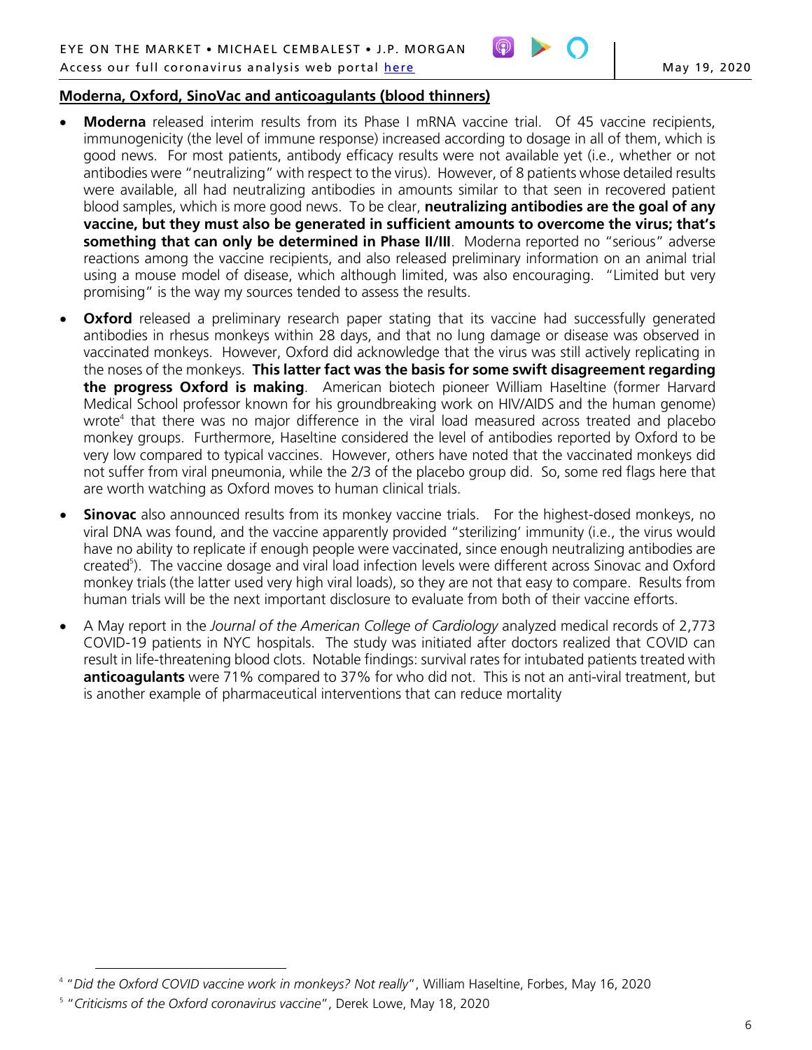## Moderna, Oxford, SinoVac and anticoagulants (blood thinners)

- **Moderna** released interim results from its Phase I mRNA vaccine trial. Of 45 vaccine recipients, immunogenicity (the level of immune response) increased according to dosage in all of them, which is good news. For most patients, antibody efficacy results were not available yet (i.e., whether or not antibodies were "neutralizing" with respect to the virus). However, of 8 patients whose detailed results were available, all had neutralizing antibodies in amounts similar to that seen in recovered patient blood samples, which is more good news. To be clear, **neutralizing antibodies are the goal of any vaccine, but they must also be generated in sufficient amounts to overcome the virus; that's something that can only be determined in Phase II/III**. Moderna reported no "serious" adverse reactions among the vaccine recipients, and also released preliminary information on an animal trial using a mouse model of disease, which although limited, was also encouraging. "Limited but very promising" is the way my sources tended to assess the results.

- **Oxford** released a preliminary research paper stating that its vaccine had successfully generated antibodies in rhesus monkeys within 28 days, and that no lung damage or disease was observed in vaccinated monkeys. However, Oxford did acknowledge that the virus was still actively replicating in the noses of the monkeys. **This latter fact was the basis for some swift disagreement regarding the progress Oxford is making**. American biotech pioneer William Haseltine (former Harvard Medical School professor known for his groundbreaking work on HIV/AIDS and the human genome) wrote[4] that there was no major difference in the viral load measured across treated and placebo monkey groups. Furthermore, Haseltine considered the level of antibodies reported by Oxford to be very low compared to typical vaccines. However, others have noted that the vaccinated monkeys did not suffer from viral pneumonia, while the 2/3 of the placebo group did. So, some red flags here that are worth watching as Oxford moves to human clinical trials.

- **Sinovac** also announced results from its monkey vaccine trials. For the highest-dosed monkeys, no viral DNA was found, and the vaccine apparently provided "sterilizing' immunity (i.e., the virus would have no ability to replicate if enough people were vaccinated, since enough neutralizing antibodies are created[5]). The vaccine dosage and viral load infection levels were different across Sinovac and Oxford monkey trials (the latter used very high viral loads), so they are not that easy to compare. Results from human trials will be the next important disclosure to evaluate from both of their vaccine efforts.

- A May report in the *Journal of the American College of Cardiology* analyzed medical records of 2,773 COVID-19 patients in NYC hospitals. The study was initiated after doctors realized that COVID can result in life-threatening blood clots. Notable findings: survival rates for intubated patients treated with **anticoagulants** were 71% compared to 37% for who did not. This is not an anti-viral treatment, but is another example of pharmaceutical interventions that can reduce mortality

---

[4] "*Did the Oxford COVID vaccine work in monkeys? Not really*", William Haseltine, Forbes, May 16, 2020

[5] "*Criticisms of the Oxford coronavirus vaccine*", Derek Lowe, May 18, 2020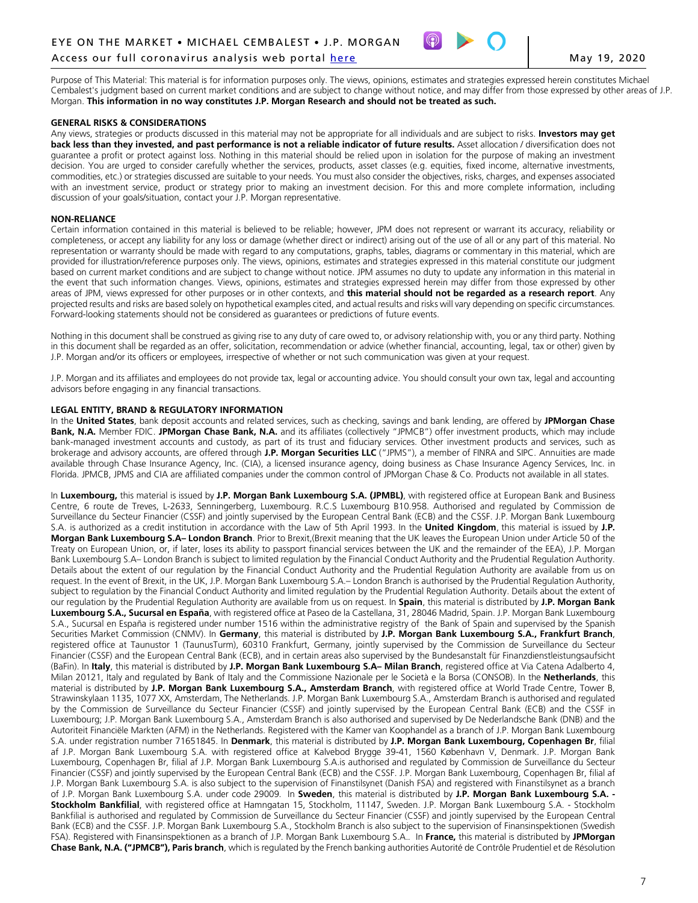Purpose of This Material: This material is for information purposes only. The views, opinions, estimates and strategies expressed herein constitutes Michael Cembalest's judgment based on current market conditions and are subject to change without notice, and may differ from those expressed by other areas of J.P. Morgan. **This information in no way constitutes J.P. Morgan Research and should not be treated as such.**

**GENERAL RISKS & CONSIDERATIONS**

Any views, strategies or products discussed in this material may not be appropriate for all individuals and are subject to risks. **Investors may get back less than they invested, and past performance is not a reliable indicator of future results.** Asset allocation / diversification does not guarantee a profit or protect against loss. Nothing in this material should be relied upon in isolation for the purpose of making an investment decision. You are urged to consider carefully whether the services, products, asset classes (e.g. equities, fixed income, alternative investments, commodities, etc.) or strategies discussed are suitable to your needs. You must also consider the objectives, risks, charges, and expenses associated with an investment service, product or strategy prior to making an investment decision. For this and more complete information, including discussion of your goals/situation, contact your J.P. Morgan representative.

**NON-RELIANCE**

Certain information contained in this material is believed to be reliable; however, JPM does not represent or warrant its accuracy, reliability or completeness, or accept any liability for any loss or damage (whether direct or indirect) arising out of the use of all or any part of this material. No representation or warranty should be made with regard to any computations, graphs, tables, diagrams or commentary in this material, which are provided for illustration/reference purposes only. The views, opinions, estimates and strategies expressed in this material constitute our judgment based on current market conditions and are subject to change without notice. JPM assumes no duty to update any information in this material in the event that such information changes. Views, opinions, estimates and strategies expressed herein may differ from those expressed by other areas of JPM, views expressed for other purposes or in other contexts, and **this material should not be regarded as a research report**. Any projected results and risks are based solely on hypothetical examples cited, and actual results and risks will vary depending on specific circumstances. Forward-looking statements should not be considered as guarantees or predictions of future events.

Nothing in this document shall be construed as giving rise to any duty of care owed to, or advisory relationship with, you or any third party. Nothing in this document shall be regarded as an offer, solicitation, recommendation or advice (whether financial, accounting, legal, tax or other) given by J.P. Morgan and/or its officers or employees, irrespective of whether or not such communication was given at your request.

J.P. Morgan and its affiliates and employees do not provide tax, legal or accounting advice. You should consult your own tax, legal and accounting advisors before engaging in any financial transactions.

**LEGAL ENTITY, BRAND & REGULATORY INFORMATION**

In the **United States**, bank deposit accounts and related services, such as checking, savings and bank lending, are offered by **JPMorgan Chase Bank, N.A.** Member FDIC. **JPMorgan Chase Bank, N.A.** and its affiliates (collectively "JPMCB") offer investment products, which may include bank-managed investment accounts and custody, as part of its trust and fiduciary services. Other investment products and services, such as brokerage and advisory accounts, are offered through **J.P. Morgan Securities LLC** ("JPMS"), a member of FINRA and SIPC. Annuities are made available through Chase Insurance Agency, Inc. (CIA), a licensed insurance agency, doing business as Chase Insurance Agency Services, Inc. in Florida. JPMCB, JPMS and CIA are affiliated companies under the common control of JPMorgan Chase & Co. Products not available in all states.

In **Luxembourg,** this material is issued by **J.P. Morgan Bank Luxembourg S.A. (JPMBL)**, with registered office at European Bank and Business Centre, 6 route de Treves, L-2633, Senningerberg, Luxembourg. R.C.S Luxembourg B10.958. Authorised and regulated by Commission de Surveillance du Secteur Financier (CSSF) and jointly supervised by the European Central Bank (ECB) and the CSSF. J.P. Morgan Bank Luxembourg S.A. is authorized as a credit institution in accordance with the Law of 5th April 1993. In the **United Kingdom**, this material is issued by **J.P. Morgan Bank Luxembourg S.A– London Branch**. Prior to Brexit,(Brexit meaning that the UK leaves the European Union under Article 50 of the Treaty on European Union, or, if later, loses its ability to passport financial services between the UK and the remainder of the EEA), J.P. Morgan Bank Luxembourg S.A– London Branch is subject to limited regulation by the Financial Conduct Authority and the Prudential Regulation Authority. Details about the extent of our regulation by the Financial Conduct Authority and the Prudential Regulation Authority are available from us on request. In the event of Brexit, in the UK, J.P. Morgan Bank Luxembourg S.A.– London Branch is authorised by the Prudential Regulation Authority, subject to regulation by the Financial Conduct Authority and limited regulation by the Prudential Regulation Authority. Details about the extent of our regulation by the Prudential Regulation Authority are available from us on request. In **Spain**, this material is distributed by **J.P. Morgan Bank Luxembourg S.A., Sucursal en España**, with registered office at Paseo de la Castellana, 31, 28046 Madrid, Spain. J.P. Morgan Bank Luxembourg S.A., Sucursal en España is registered under number 1516 within the administrative registry of the Bank of Spain and supervised by the Spanish Securities Market Commission (CNMV). In **Germany**, this material is distributed by **J.P. Morgan Bank Luxembourg S.A., Frankfurt Branch**, registered office at Taunustor 1 (TaunusTurm), 60310 Frankfurt, Germany, jointly supervised by the Commission de Surveillance du Secteur Financier (CSSF) and the European Central Bank (ECB), and in certain areas also supervised by the Bundesanstalt für Finanzdienstleistungsaufsicht (BaFin). In **Italy**, this material is distributed by **J.P. Morgan Bank Luxembourg S.A– Milan Branch**, registered office at Via Catena Adalberto 4, Milan 20121, Italy and regulated by Bank of Italy and the Commissione Nazionale per le Società e la Borsa (CONSOB). In the **Netherlands**, this material is distributed by **J.P. Morgan Bank Luxembourg S.A., Amsterdam Branch**, with registered office at World Trade Centre, Tower B, Strawinskylaan 1135, 1077 XX, Amsterdam, The Netherlands. J.P. Morgan Bank Luxembourg S.A., Amsterdam Branch is authorised and regulated by the Commission de Surveillance du Secteur Financier (CSSF) and jointly supervised by the European Central Bank (ECB) and the CSSF in Luxembourg; J.P. Morgan Bank Luxembourg S.A., Amsterdam Branch is also authorised and supervised by De Nederlandsche Bank (DNB) and the Autoriteit Financiële Markten (AFM) in the Netherlands. Registered with the Kamer van Koophandel as a branch of J.P. Morgan Bank Luxembourg S.A. under registration number 71651845. In **Denmark**, this material is distributed by **J.P. Morgan Bank Luxembourg, Copenhagen Br**, filial af J.P. Morgan Bank Luxembourg S.A. with registered office at Kalvebod Brygge 39-41, 1560 København V, Denmark. J.P. Morgan Bank Luxembourg, Copenhagen Br, filial af J.P. Morgan Bank Luxembourg S.A.is authorised and regulated by Commission de Surveillance du Secteur Financier (CSSF) and jointly supervised by the European Central Bank (ECB) and the CSSF. J.P. Morgan Bank Luxembourg, Copenhagen Br, filial af J.P. Morgan Bank Luxembourg S.A. is also subject to the supervision of Finanstilsynet (Danish FSA) and registered with Finanstilsynet as a branch of J.P. Morgan Bank Luxembourg S.A. under code 29009. In **Sweden**, this material is distributed by **J.P. Morgan Bank Luxembourg S.A. - Stockholm Bankfilial**, with registered office at Hamngatan 15, Stockholm, 11147, Sweden. J.P. Morgan Bank Luxembourg S.A. - Stockholm Bankfilial is authorised and regulated by Commission de Surveillance du Secteur Financier (CSSF) and jointly supervised by the European Central Bank (ECB) and the CSSF. J.P. Morgan Bank Luxembourg S.A., Stockholm Branch is also subject to the supervision of Finansinspektionen (Swedish FSA). Registered with Finansinspektionen as a branch of J.P. Morgan Bank Luxembourg S.A.. In **France,** this material is distributed by **JPMorgan Chase Bank, N.A. ("JPMCB"), Paris branch**, which is regulated by the French banking authorities Autorité de Contrôle Prudentiel et de Résolution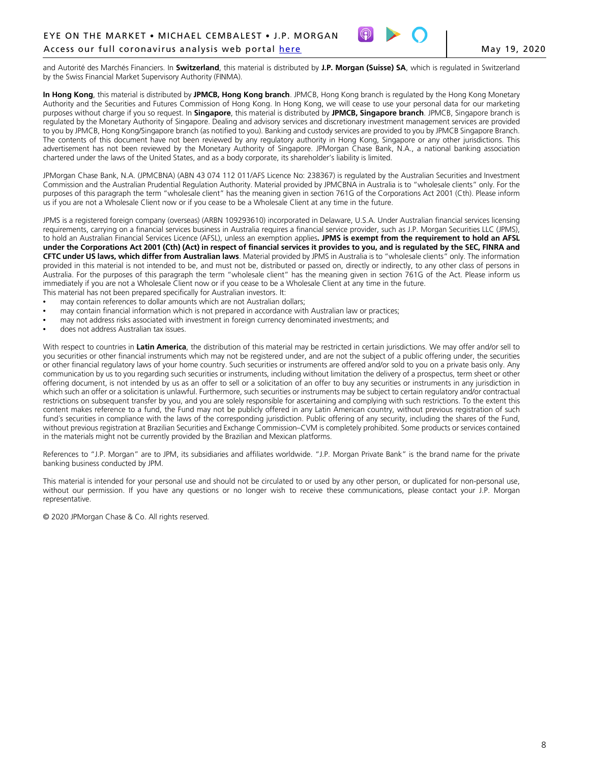and Autorité des Marchés Financiers. In **Switzerland**, this material is distributed by **J.P. Morgan (Suisse) SA**, which is regulated in Switzerland by the Swiss Financial Market Supervisory Authority (FINMA).

**In Hong Kong**, this material is distributed by **JPMCB, Hong Kong branch**. JPMCB, Hong Kong branch is regulated by the Hong Kong Monetary Authority and the Securities and Futures Commission of Hong Kong. In Hong Kong, we will cease to use your personal data for our marketing purposes without charge if you so request. In **Singapore**, this material is distributed by **JPMCB, Singapore branch**. JPMCB, Singapore branch is regulated by the Monetary Authority of Singapore. Dealing and advisory services and discretionary investment management services are provided to you by JPMCB, Hong Kong/Singapore branch (as notified to you). Banking and custody services are provided to you by JPMCB Singapore Branch. The contents of this document have not been reviewed by any regulatory authority in Hong Kong, Singapore or any other jurisdictions. This advertisement has not been reviewed by the Monetary Authority of Singapore. JPMorgan Chase Bank, N.A., a national banking association chartered under the laws of the United States, and as a body corporate, its shareholder's liability is limited.

JPMorgan Chase Bank, N.A. (JPMCBNA) (ABN 43 074 112 011/AFS Licence No: 238367) is regulated by the Australian Securities and Investment Commission and the Australian Prudential Regulation Authority. Material provided by JPMCBNA in Australia is to "wholesale clients" only. For the purposes of this paragraph the term "wholesale client" has the meaning given in section 761G of the Corporations Act 2001 (Cth). Please inform us if you are not a Wholesale Client now or if you cease to be a Wholesale Client at any time in the future.

JPMS is a registered foreign company (overseas) (ARBN 109293610) incorporated in Delaware, U.S.A. Under Australian financial services licensing requirements, carrying on a financial services business in Australia requires a financial service provider, such as J.P. Morgan Securities LLC (JPMS), to hold an Australian Financial Services Licence (AFSL), unless an exemption applies**. JPMS is exempt from the requirement to hold an AFSL under the Corporations Act 2001 (Cth) (Act) in respect of financial services it provides to you, and is regulated by the SEC, FINRA and CFTC under US laws, which differ from Australian laws**. Material provided by JPMS in Australia is to "wholesale clients" only. The information provided in this material is not intended to be, and must not be, distributed or passed on, directly or indirectly, to any other class of persons in Australia. For the purposes of this paragraph the term "wholesale client" has the meaning given in section 761G of the Act. Please inform us immediately if you are not a Wholesale Client now or if you cease to be a Wholesale Client at any time in the future.
This material has not been prepared specifically for Australian investors. It:

- may contain references to dollar amounts which are not Australian dollars;
- may contain financial information which is not prepared in accordance with Australian law or practices;
- may not address risks associated with investment in foreign currency denominated investments; and
- does not address Australian tax issues.

With respect to countries in **Latin America**, the distribution of this material may be restricted in certain jurisdictions. We may offer and/or sell to you securities or other financial instruments which may not be registered under, and are not the subject of a public offering under, the securities or other financial regulatory laws of your home country. Such securities or instruments are offered and/or sold to you on a private basis only. Any communication by us to you regarding such securities or instruments, including without limitation the delivery of a prospectus, term sheet or other offering document, is not intended by us as an offer to sell or a solicitation of an offer to buy any securities or instruments in any jurisdiction in which such an offer or a solicitation is unlawful. Furthermore, such securities or instruments may be subject to certain regulatory and/or contractual restrictions on subsequent transfer by you, and you are solely responsible for ascertaining and complying with such restrictions. To the extent this content makes reference to a fund, the Fund may not be publicly offered in any Latin American country, without previous registration of such fund´s securities in compliance with the laws of the corresponding jurisdiction. Public offering of any security, including the shares of the Fund, without previous registration at Brazilian Securities and Exchange Commission–CVM is completely prohibited. Some products or services contained in the materials might not be currently provided by the Brazilian and Mexican platforms.

References to "J.P. Morgan" are to JPM, its subsidiaries and affiliates worldwide. "J.P. Morgan Private Bank" is the brand name for the private banking business conducted by JPM.

This material is intended for your personal use and should not be circulated to or used by any other person, or duplicated for non-personal use, without our permission. If you have any questions or no longer wish to receive these communications, please contact your J.P. Morgan representative.

© 2020 JPMorgan Chase & Co. All rights reserved.